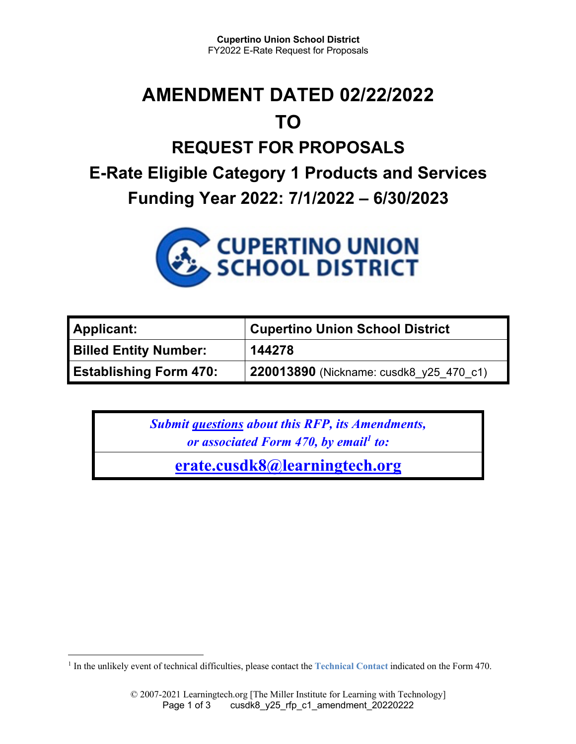# AMENDMENT DATED 02/22/2022

# TO

## REQUEST FOR PROPOSALS

## E-Rate Eligible Category 1 Products and Services

## Funding Year 2022: 7/1/2022 – 6/30/2023

| **Applicant:** | **Cupertino Union School District** |
|---|---|
| **Billed Entity Number:** | **144278** |
| **Establishing Form 470:** | **220013890** (Nickname: cusdk8_y25_470_c1) |

| *Submit questions about this RFP, its Amendments, or associated Form 470, by email[1] to:* |
|---|
| **erate.cusdk8@learningtech.org** |

[1] In the unlikely event of technical difficulties, please contact the **Technical Contact** indicated on the Form 470.

© 2007-2021 Learningtech.org [The Miller Institute for Learning with Technology]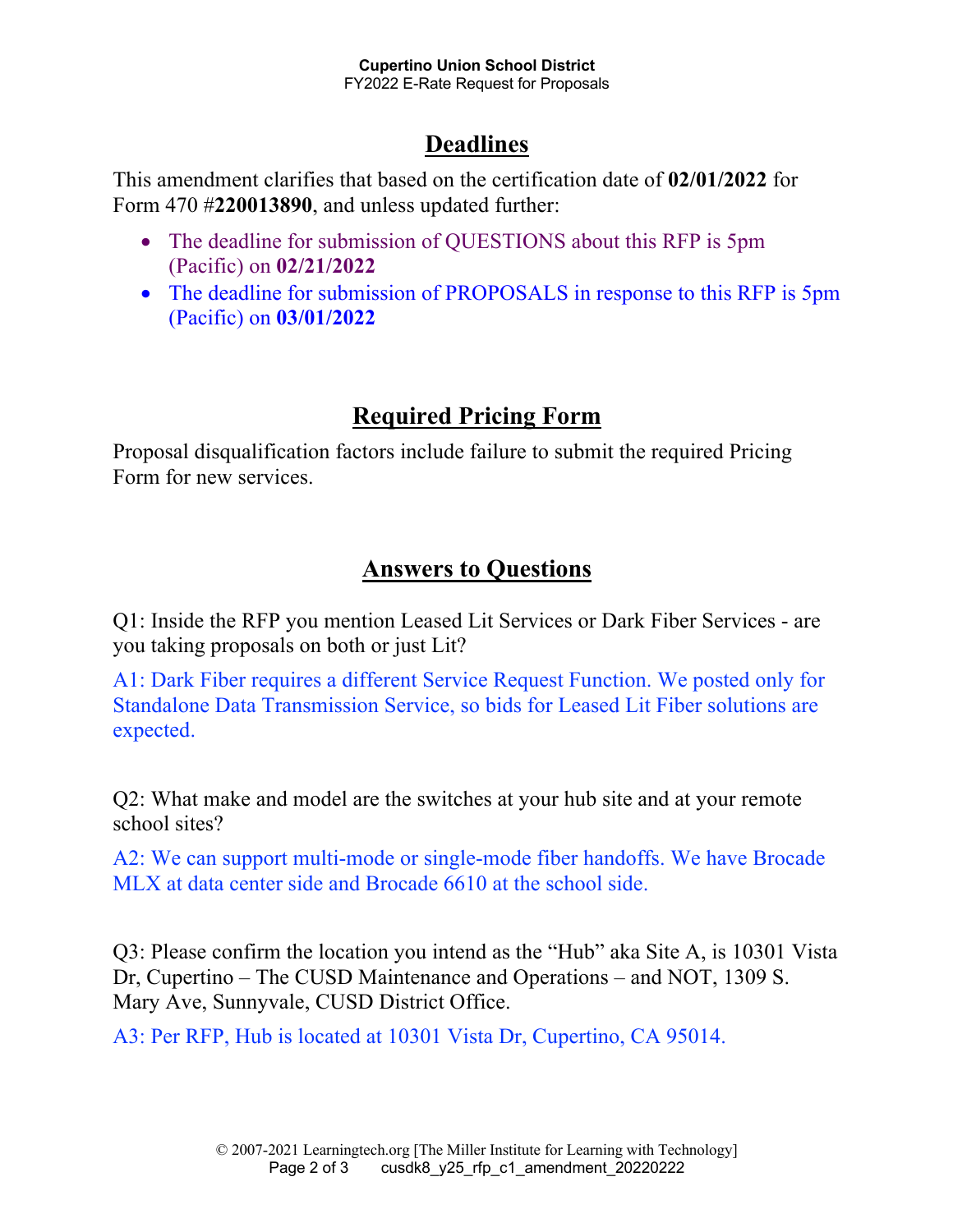## Deadlines

This amendment clarifies that based on the certification date of **02/01/2022** for Form 470 #**220013890**, and unless updated further:

- The deadline for submission of QUESTIONS about this RFP is 5pm (Pacific) on **02/21/2022**
- The deadline for submission of PROPOSALS in response to this RFP is 5pm (Pacific) on **03/01/2022**

## Required Pricing Form

Proposal disqualification factors include failure to submit the required Pricing Form for new services.

## Answers to Questions

Q1: Inside the RFP you mention Leased Lit Services or Dark Fiber Services - are you taking proposals on both or just Lit?

A1: Dark Fiber requires a different Service Request Function. We posted only for Standalone Data Transmission Service, so bids for Leased Lit Fiber solutions are expected.

Q2: What make and model are the switches at your hub site and at your remote school sites?

A2: We can support multi-mode or single-mode fiber handoffs. We have Brocade MLX at data center side and Brocade 6610 at the school side.

Q3: Please confirm the location you intend as the "Hub" aka Site A, is 10301 Vista Dr, Cupertino – The CUSD Maintenance and Operations – and NOT, 1309 S. Mary Ave, Sunnyvale, CUSD District Office.

A3: Per RFP, Hub is located at 10301 Vista Dr, Cupertino, CA 95014.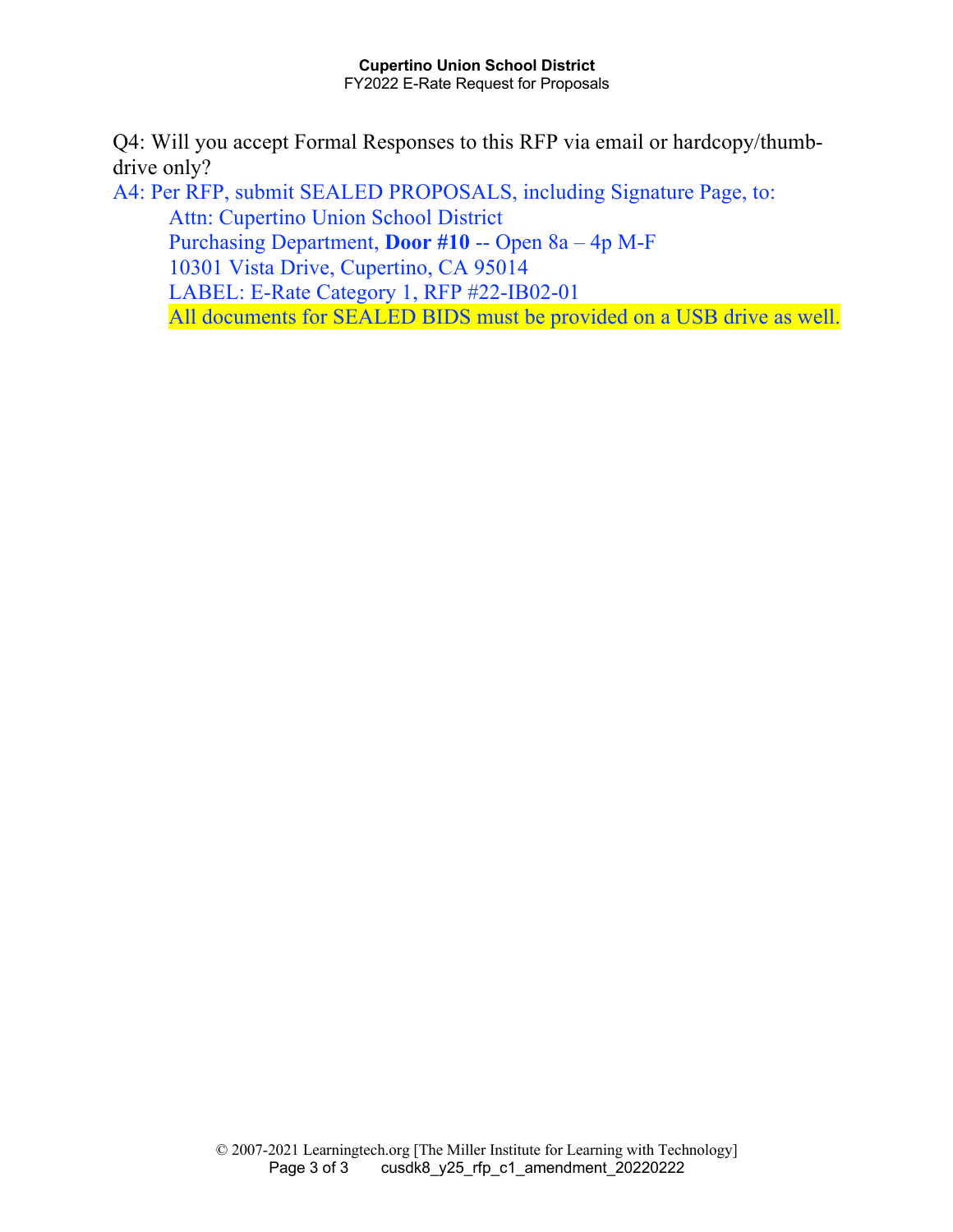Q4: Will you accept Formal Responses to this RFP via email or hardcopy/thumb-drive only?

A4: Per RFP, submit SEALED PROPOSALS, including Signature Page, to:

Attn: Cupertino Union School District
Purchasing Department, **Door #10** -- Open 8a – 4p M-F
10301 Vista Drive, Cupertino, CA 95014
LABEL: E-Rate Category 1, RFP #22-IB02-01
All documents for SEALED BIDS must be provided on a USB drive as well.